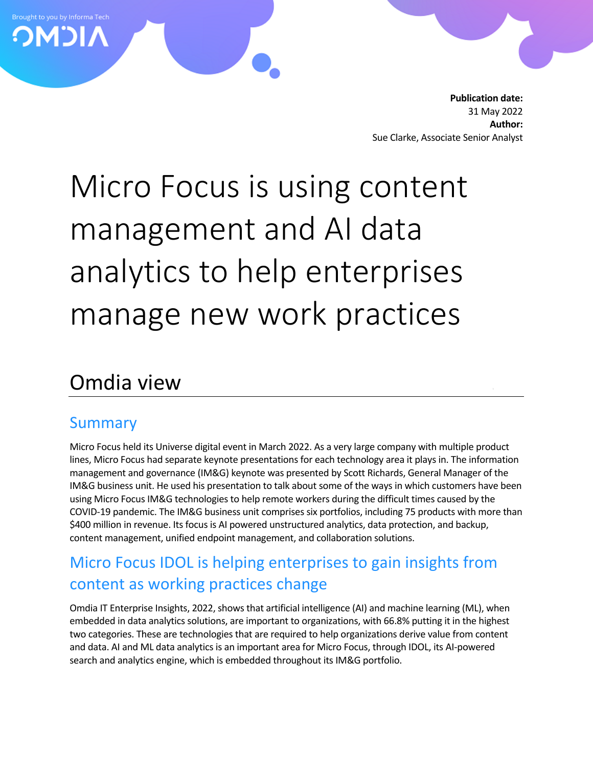Brought to you by Informa Tech

**Publication date:**
31 May 2022
**Author:**
Sue Clarke, Associate Senior Analyst

# Micro Focus is using content management and AI data analytics to help enterprises manage new work practices

## Omdia view

### Summary

Micro Focus held its Universe digital event in March 2022. As a very large company with multiple product lines, Micro Focus had separate keynote presentations for each technology area it plays in. The information management and governance (IM&G) keynote was presented by Scott Richards, General Manager of the IM&G business unit. He used his presentation to talk about some of the ways in which customers have been using Micro Focus IM&G technologies to help remote workers during the difficult times caused by the COVID-19 pandemic. The IM&G business unit comprises six portfolios, including 75 products with more than $400 million in revenue. Its focus is AI powered unstructured analytics, data protection, and backup, content management, unified endpoint management, and collaboration solutions.

### Micro Focus IDOL is helping enterprises to gain insights from content as working practices change

Omdia IT Enterprise Insights, 2022, shows that artificial intelligence (AI) and machine learning (ML), when embedded in data analytics solutions, are important to organizations, with 66.8% putting it in the highest two categories. These are technologies that are required to help organizations derive value from content and data. AI and ML data analytics is an important area for Micro Focus, through IDOL, its AI-powered search and analytics engine, which is embedded throughout its IM&G portfolio.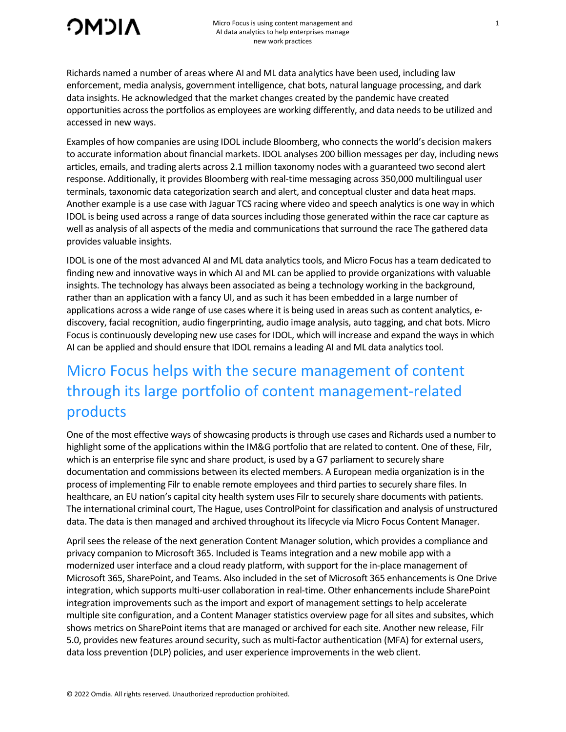Richards named a number of areas where AI and ML data analytics have been used, including law enforcement, media analysis, government intelligence, chat bots, natural language processing, and dark data insights. He acknowledged that the market changes created by the pandemic have created opportunities across the portfolios as employees are working differently, and data needs to be utilized and accessed in new ways.

Examples of how companies are using IDOL include Bloomberg, who connects the world's decision makers to accurate information about financial markets. IDOL analyses 200 billion messages per day, including news articles, emails, and trading alerts across 2.1 million taxonomy nodes with a guaranteed two second alert response. Additionally, it provides Bloomberg with real-time messaging across 350,000 multilingual user terminals, taxonomic data categorization search and alert, and conceptual cluster and data heat maps. Another example is a use case with Jaguar TCS racing where video and speech analytics is one way in which IDOL is being used across a range of data sources including those generated within the race car capture as well as analysis of all aspects of the media and communications that surround the race The gathered data provides valuable insights.

IDOL is one of the most advanced AI and ML data analytics tools, and Micro Focus has a team dedicated to finding new and innovative ways in which AI and ML can be applied to provide organizations with valuable insights. The technology has always been associated as being a technology working in the background, rather than an application with a fancy UI, and as such it has been embedded in a large number of applications across a wide range of use cases where it is being used in areas such as content analytics, e-discovery, facial recognition, audio fingerprinting, audio image analysis, auto tagging, and chat bots. Micro Focus is continuously developing new use cases for IDOL, which will increase and expand the ways in which AI can be applied and should ensure that IDOL remains a leading AI and ML data analytics tool.

## Micro Focus helps with the secure management of content through its large portfolio of content management-related products

One of the most effective ways of showcasing products is through use cases and Richards used a number to highlight some of the applications within the IM&G portfolio that are related to content. One of these, Filr, which is an enterprise file sync and share product, is used by a G7 parliament to securely share documentation and commissions between its elected members. A European media organization is in the process of implementing Filr to enable remote employees and third parties to securely share files. In healthcare, an EU nation's capital city health system uses Filr to securely share documents with patients. The international criminal court, The Hague, uses ControlPoint for classification and analysis of unstructured data. The data is then managed and archived throughout its lifecycle via Micro Focus Content Manager.

April sees the release of the next generation Content Manager solution, which provides a compliance and privacy companion to Microsoft 365. Included is Teams integration and a new mobile app with a modernized user interface and a cloud ready platform, with support for the in-place management of Microsoft 365, SharePoint, and Teams. Also included in the set of Microsoft 365 enhancements is One Drive integration, which supports multi-user collaboration in real-time. Other enhancements include SharePoint integration improvements such as the import and export of management settings to help accelerate multiple site configuration, and a Content Manager statistics overview page for all sites and subsites, which shows metrics on SharePoint items that are managed or archived for each site. Another new release, Filr 5.0, provides new features around security, such as multi-factor authentication (MFA) for external users, data loss prevention (DLP) policies, and user experience improvements in the web client.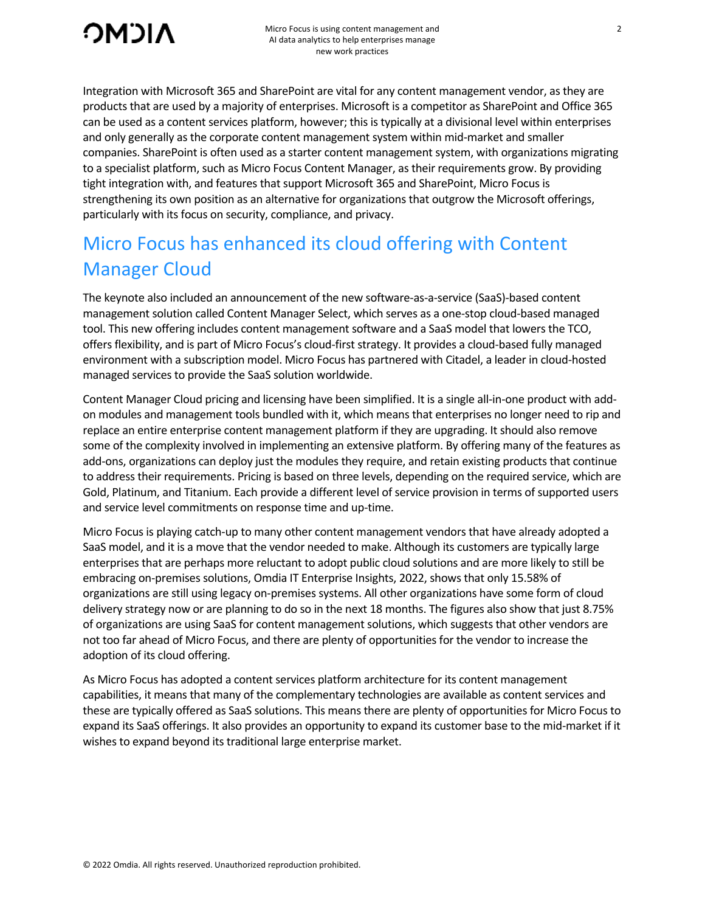Integration with Microsoft 365 and SharePoint are vital for any content management vendor, as they are products that are used by a majority of enterprises. Microsoft is a competitor as SharePoint and Office 365 can be used as a content services platform, however; this is typically at a divisional level within enterprises and only generally as the corporate content management system within mid-market and smaller companies. SharePoint is often used as a starter content management system, with organizations migrating to a specialist platform, such as Micro Focus Content Manager, as their requirements grow. By providing tight integration with, and features that support Microsoft 365 and SharePoint, Micro Focus is strengthening its own position as an alternative for organizations that outgrow the Microsoft offerings, particularly with its focus on security, compliance, and privacy.

## Micro Focus has enhanced its cloud offering with Content Manager Cloud

The keynote also included an announcement of the new software-as-a-service (SaaS)-based content management solution called Content Manager Select, which serves as a one-stop cloud-based managed tool. This new offering includes content management software and a SaaS model that lowers the TCO, offers flexibility, and is part of Micro Focus's cloud-first strategy. It provides a cloud-based fully managed environment with a subscription model. Micro Focus has partnered with Citadel, a leader in cloud-hosted managed services to provide the SaaS solution worldwide.

Content Manager Cloud pricing and licensing have been simplified. It is a single all-in-one product with add-on modules and management tools bundled with it, which means that enterprises no longer need to rip and replace an entire enterprise content management platform if they are upgrading. It should also remove some of the complexity involved in implementing an extensive platform. By offering many of the features as add-ons, organizations can deploy just the modules they require, and retain existing products that continue to address their requirements. Pricing is based on three levels, depending on the required service, which are Gold, Platinum, and Titanium. Each provide a different level of service provision in terms of supported users and service level commitments on response time and up-time.

Micro Focus is playing catch-up to many other content management vendors that have already adopted a SaaS model, and it is a move that the vendor needed to make. Although its customers are typically large enterprises that are perhaps more reluctant to adopt public cloud solutions and are more likely to still be embracing on-premises solutions, Omdia IT Enterprise Insights, 2022, shows that only 15.58% of organizations are still using legacy on-premises systems. All other organizations have some form of cloud delivery strategy now or are planning to do so in the next 18 months. The figures also show that just 8.75% of organizations are using SaaS for content management solutions, which suggests that other vendors are not too far ahead of Micro Focus, and there are plenty of opportunities for the vendor to increase the adoption of its cloud offering.

As Micro Focus has adopted a content services platform architecture for its content management capabilities, it means that many of the complementary technologies are available as content services and these are typically offered as SaaS solutions. This means there are plenty of opportunities for Micro Focus to expand its SaaS offerings. It also provides an opportunity to expand its customer base to the mid-market if it wishes to expand beyond its traditional large enterprise market.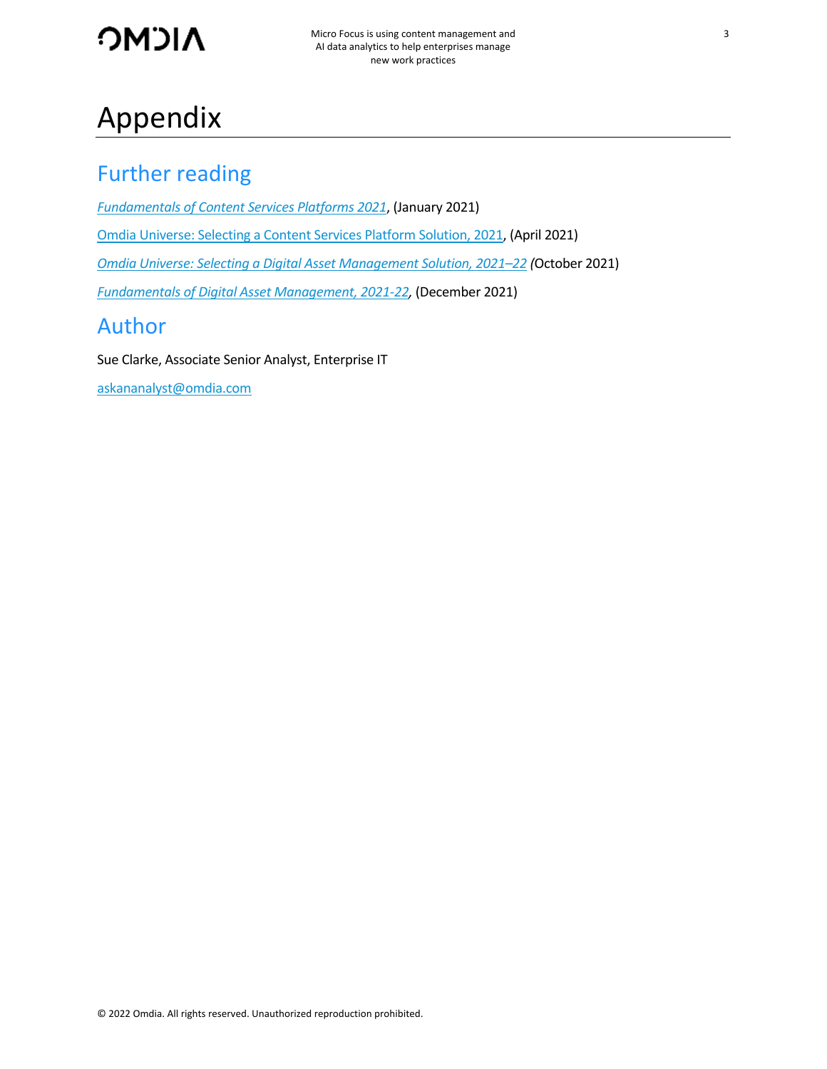# Appendix

## Further reading

*Fundamentals of Content Services Platforms 2021*, (January 2021)

Omdia Universe: Selecting a Content Services Platform Solution, 2021, (April 2021)

*Omdia Universe: Selecting a Digital Asset Management Solution, 2021–22* (October 2021)

*Fundamentals of Digital Asset Management, 2021-22*, (December 2021)

## Author

Sue Clarke, Associate Senior Analyst, Enterprise IT

askananalyst@omdia.com

© 2022 Omdia. All rights reserved. Unauthorized reproduction prohibited.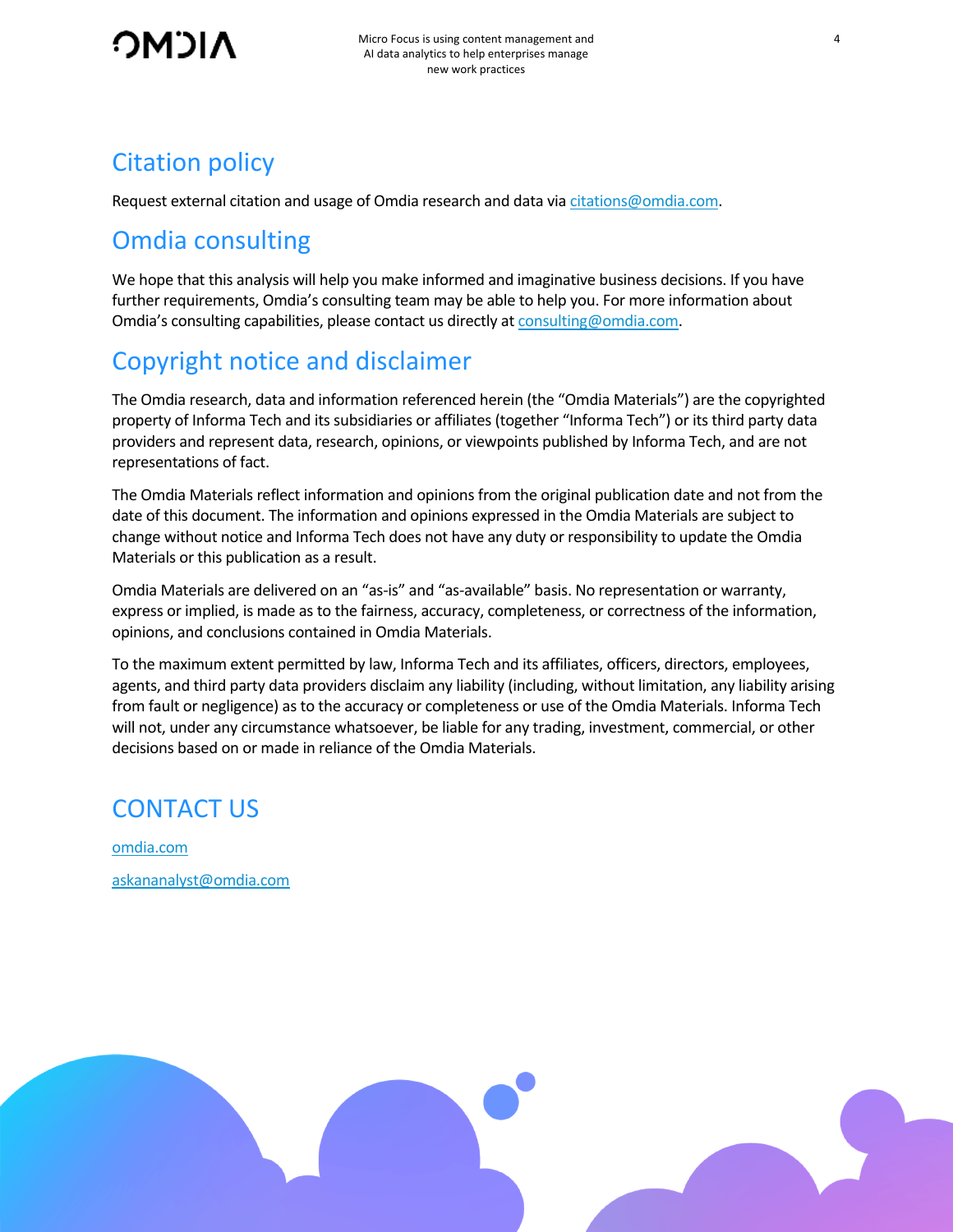## Citation policy

Request external citation and usage of Omdia research and data via citations@omdia.com.

## Omdia consulting

We hope that this analysis will help you make informed and imaginative business decisions. If you have further requirements, Omdia's consulting team may be able to help you. For more information about Omdia's consulting capabilities, please contact us directly at consulting@omdia.com.

## Copyright notice and disclaimer

The Omdia research, data and information referenced herein (the "Omdia Materials") are the copyrighted property of Informa Tech and its subsidiaries or affiliates (together "Informa Tech") or its third party data providers and represent data, research, opinions, or viewpoints published by Informa Tech, and are not representations of fact.

The Omdia Materials reflect information and opinions from the original publication date and not from the date of this document. The information and opinions expressed in the Omdia Materials are subject to change without notice and Informa Tech does not have any duty or responsibility to update the Omdia Materials or this publication as a result.

Omdia Materials are delivered on an "as-is" and "as-available" basis. No representation or warranty, express or implied, is made as to the fairness, accuracy, completeness, or correctness of the information, opinions, and conclusions contained in Omdia Materials.

To the maximum extent permitted by law, Informa Tech and its affiliates, officers, directors, employees, agents, and third party data providers disclaim any liability (including, without limitation, any liability arising from fault or negligence) as to the accuracy or completeness or use of the Omdia Materials. Informa Tech will not, under any circumstance whatsoever, be liable for any trading, investment, commercial, or other decisions based on or made in reliance of the Omdia Materials.

## CONTACT US

omdia.com

askananalyst@omdia.com